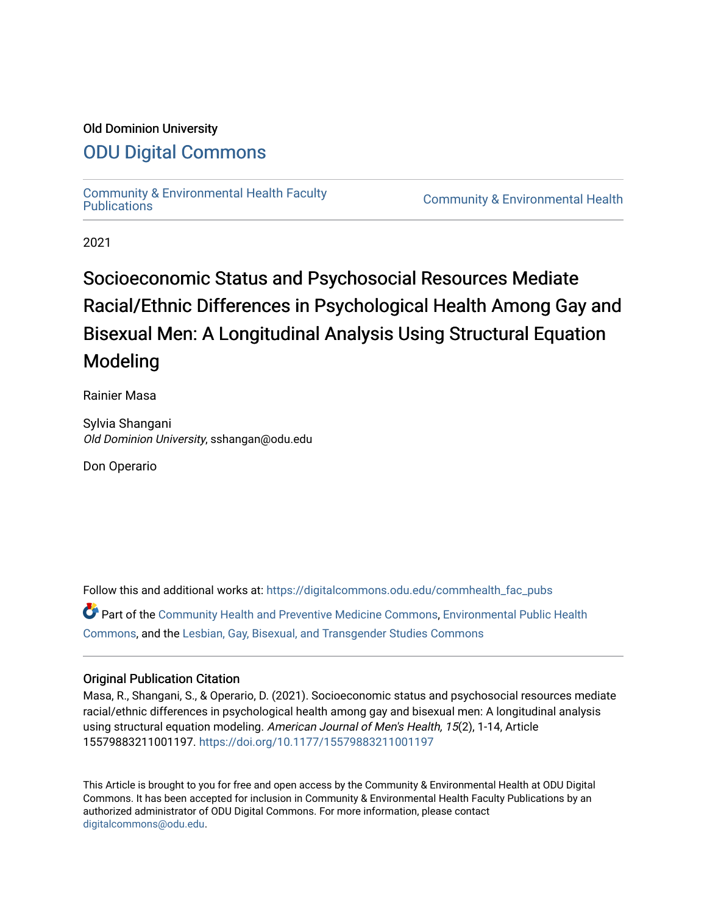Old Dominion University

# ODU Digital Commons

Community & Environmental Health Faculty Publications

Community & Environmental Health

2021

# Socioeconomic Status and Psychosocial Resources Mediate Racial/Ethnic Differences in Psychological Health Among Gay and Bisexual Men: A Longitudinal Analysis Using Structural Equation Modeling

Rainier Masa

Sylvia Shangani
*Old Dominion University*, sshangan@odu.edu

Don Operario

Follow this and additional works at: https://digitalcommons.odu.edu/commhealth_fac_pubs

Part of the Community Health and Preventive Medicine Commons, Environmental Public Health Commons, and the Lesbian, Gay, Bisexual, and Transgender Studies Commons

## Original Publication Citation

Masa, R., Shangani, S., & Operario, D. (2021). Socioeconomic status and psychosocial resources mediate racial/ethnic differences in psychological health among gay and bisexual men: A longitudinal analysis using structural equation modeling. *American Journal of Men's Health, 15*(2), 1-14, Article 15579883211001197. https://doi.org/10.1177/15579883211001197

This Article is brought to you for free and open access by the Community & Environmental Health at ODU Digital Commons. It has been accepted for inclusion in Community & Environmental Health Faculty Publications by an authorized administrator of ODU Digital Commons. For more information, please contact digitalcommons@odu.edu.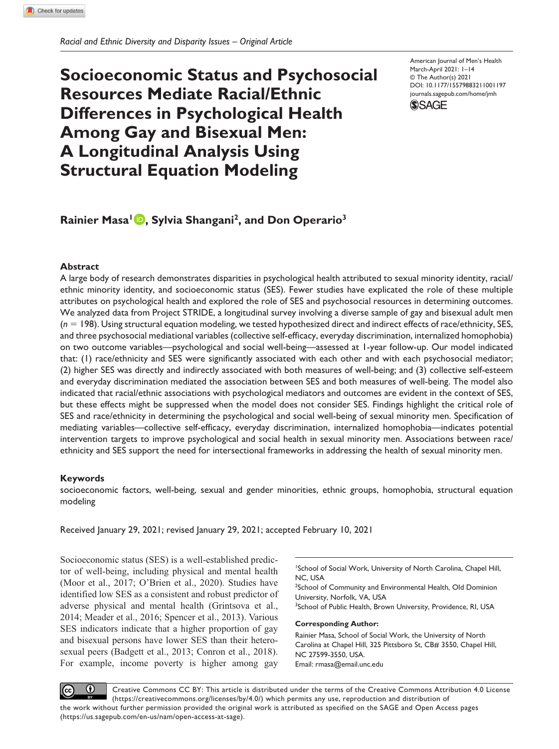Racial and Ethnic Diversity and Disparity Issues – Original Article

# Socioeconomic Status and Psychosocial Resources Mediate Racial/Ethnic Differences in Psychological Health Among Gay and Bisexual Men: A Longitudinal Analysis Using Structural Equation Modeling

American Journal of Men's Health
March-April 2021: 1–14
© The Author(s) 2021
DOI: 10.1177/15579883211001197
journals.sagepub.com/home/jmh

**Rainier Masa[1], Sylvia Shangani[2], and Don Operario[3]**

## Abstract

A large body of research demonstrates disparities in psychological health attributed to sexual minority identity, racial/ethnic minority identity, and socioeconomic status (SES). Fewer studies have explicated the role of these multiple attributes on psychological health and explored the role of SES and psychosocial resources in determining outcomes. We analyzed data from Project STRIDE, a longitudinal survey involving a diverse sample of gay and bisexual adult men ($n$ = 198). Using structural equation modeling, we tested hypothesized direct and indirect effects of race/ethnicity, SES, and three psychosocial mediational variables (collective self-efficacy, everyday discrimination, internalized homophobia) on two outcome variables—psychological and social well-being—assessed at 1-year follow-up. Our model indicated that: (1) race/ethnicity and SES were significantly associated with each other and with each psychosocial mediator; (2) higher SES was directly and indirectly associated with both measures of well-being; and (3) collective self-esteem and everyday discrimination mediated the association between SES and both measures of well-being. The model also indicated that racial/ethnic associations with psychological mediators and outcomes are evident in the context of SES, but these effects might be suppressed when the model does not consider SES. Findings highlight the critical role of SES and race/ethnicity in determining the psychological and social well-being of sexual minority men. Specification of mediating variables—collective self-efficacy, everyday discrimination, internalized homophobia—indicates potential intervention targets to improve psychological and social health in sexual minority men. Associations between race/ethnicity and SES support the need for intersectional frameworks in addressing the health of sexual minority men.

## Keywords

socioeconomic factors, well-being, sexual and gender minorities, ethnic groups, homophobia, structural equation modeling

Received January 29, 2021; revised January 29, 2021; accepted February 10, 2021

Socioeconomic status (SES) is a well-established predictor of well-being, including physical and mental health (Moor et al., 2017; O'Brien et al., 2020). Studies have identified low SES as a consistent and robust predictor of adverse physical and mental health (Grintsova et al., 2014; Meader et al., 2016; Spencer et al., 2013). Various SES indicators indicate that a higher proportion of gay and bisexual persons have lower SES than their heterosexual peers (Badgett et al., 2013; Conron et al., 2018). For example, income poverty is higher among gay

[1]School of Social Work, University of North Carolina, Chapel Hill, NC, USA
[2]School of Community and Environmental Health, Old Dominion University, Norfolk, VA, USA
[3]School of Public Health, Brown University, Providence, RI, USA

**Corresponding Author:**
Rainier Masa, School of Social Work, the University of North Carolina at Chapel Hill, 325 Pittsboro St, CB# 3550, Chapel Hill, NC 27599-3550, USA.
Email: rmasa@email.unc.edu

Creative Commons CC BY: This article is distributed under the terms of the Creative Commons Attribution 4.0 License (https://creativecommons.org/licenses/by/4.0/) which permits any use, reproduction and distribution of the work without further permission provided the original work is attributed as specified on the SAGE and Open Access pages (https://us.sagepub.com/en-us/nam/open-access-at-sage).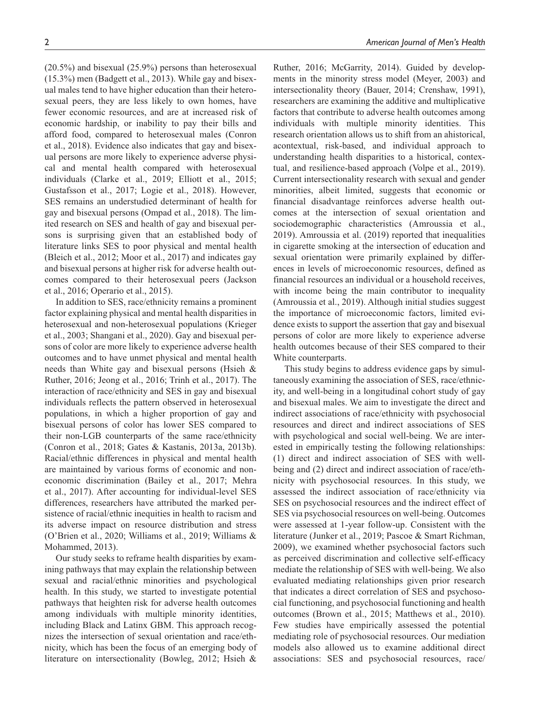(20.5%) and bisexual (25.9%) persons than heterosexual (15.3%) men (Badgett et al., 2013). While gay and bisexual males tend to have higher education than their heterosexual peers, they are less likely to own homes, have fewer economic resources, and are at increased risk of economic hardship, or inability to pay their bills and afford food, compared to heterosexual males (Conron et al., 2018). Evidence also indicates that gay and bisexual persons are more likely to experience adverse physical and mental health compared with heterosexual individuals (Clarke et al., 2019; Elliott et al., 2015; Gustafsson et al., 2017; Logie et al., 2018). However, SES remains an understudied determinant of health for gay and bisexual persons (Ompad et al., 2018). The limited research on SES and health of gay and bisexual persons is surprising given that an established body of literature links SES to poor physical and mental health (Bleich et al., 2012; Moor et al., 2017) and indicates gay and bisexual persons at higher risk for adverse health outcomes compared to their heterosexual peers (Jackson et al., 2016; Operario et al., 2015).

In addition to SES, race/ethnicity remains a prominent factor explaining physical and mental health disparities in heterosexual and non-heterosexual populations (Krieger et al., 2003; Shangani et al., 2020). Gay and bisexual persons of color are more likely to experience adverse health outcomes and to have unmet physical and mental health needs than White gay and bisexual persons (Hsieh & Ruther, 2016; Jeong et al., 2016; Trinh et al., 2017). The interaction of race/ethnicity and SES in gay and bisexual individuals reflects the pattern observed in heterosexual populations, in which a higher proportion of gay and bisexual persons of color has lower SES compared to their non-LGB counterparts of the same race/ethnicity (Conron et al., 2018; Gates & Kastanis, 2013a, 2013b). Racial/ethnic differences in physical and mental health are maintained by various forms of economic and non-economic discrimination (Bailey et al., 2017; Mehra et al., 2017). After accounting for individual-level SES differences, researchers have attributed the marked persistence of racial/ethnic inequities in health to racism and its adverse impact on resource distribution and stress (O'Brien et al., 2020; Williams et al., 2019; Williams & Mohammed, 2013).

Our study seeks to reframe health disparities by examining pathways that may explain the relationship between sexual and racial/ethnic minorities and psychological health. In this study, we started to investigate potential pathways that heighten risk for adverse health outcomes among individuals with multiple minority identities, including Black and Latinx GBM. This approach recognizes the intersection of sexual orientation and race/ethnicity, which has been the focus of an emerging body of literature on intersectionality (Bowleg, 2012; Hsieh & Ruther, 2016; McGarrity, 2014). Guided by developments in the minority stress model (Meyer, 2003) and intersectionality theory (Bauer, 2014; Crenshaw, 1991), researchers are examining the additive and multiplicative factors that contribute to adverse health outcomes among individuals with multiple minority identities. This research orientation allows us to shift from an ahistorical, acontextual, risk-based, and individual approach to understanding health disparities to a historical, contextual, and resilience-based approach (Volpe et al., 2019). Current intersectionality research with sexual and gender minorities, albeit limited, suggests that economic or financial disadvantage reinforces adverse health outcomes at the intersection of sexual orientation and sociodemographic characteristics (Amroussia et al., 2019). Amroussia et al. (2019) reported that inequalities in cigarette smoking at the intersection of education and sexual orientation were primarily explained by differences in levels of microeconomic resources, defined as financial resources an individual or a household receives, with income being the main contributor to inequality (Amroussia et al., 2019). Although initial studies suggest the importance of microeconomic factors, limited evidence exists to support the assertion that gay and bisexual persons of color are more likely to experience adverse health outcomes because of their SES compared to their White counterparts.

This study begins to address evidence gaps by simultaneously examining the association of SES, race/ethnicity, and well-being in a longitudinal cohort study of gay and bisexual males. We aim to investigate the direct and indirect associations of race/ethnicity with psychosocial resources and direct and indirect associations of SES with psychological and social well-being. We are interested in empirically testing the following relationships: (1) direct and indirect association of SES with well-being and (2) direct and indirect association of race/ethnicity with psychosocial resources. In this study, we assessed the indirect association of race/ethnicity via SES on psychosocial resources and the indirect effect of SES via psychosocial resources on well-being. Outcomes were assessed at 1-year follow-up. Consistent with the literature (Junker et al., 2019; Pascoe & Smart Richman, 2009), we examined whether psychosocial factors such as perceived discrimination and collective self-efficacy mediate the relationship of SES with well-being. We also evaluated mediating relationships given prior research that indicates a direct correlation of SES and psychosocial functioning, and psychosocial functioning and health outcomes (Brown et al., 2015; Matthews et al., 2010). Few studies have empirically assessed the potential mediating role of psychosocial resources. Our mediation models also allowed us to examine additional direct associations: SES and psychosocial resources, race/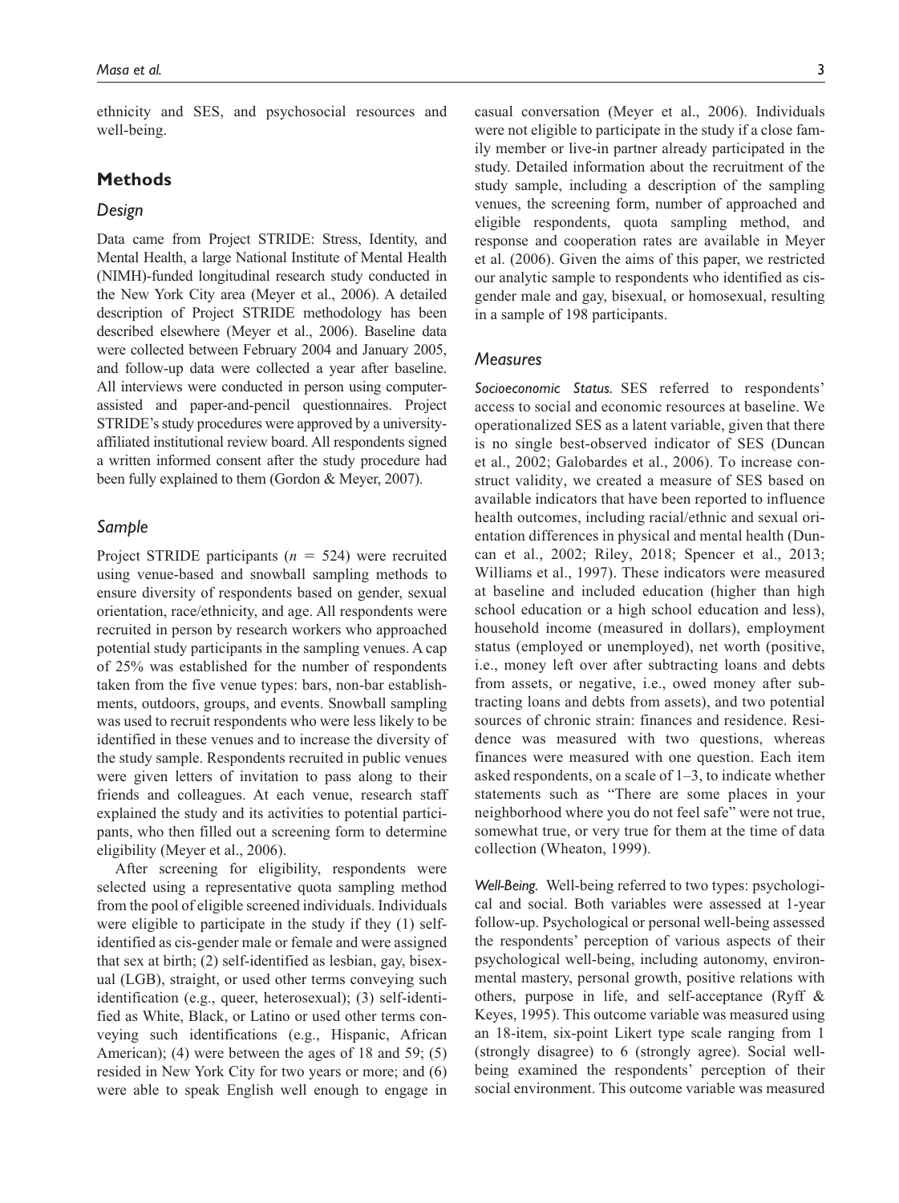ethnicity and SES, and psychosocial resources and well-being.

## Methods

### Design

Data came from Project STRIDE: Stress, Identity, and Mental Health, a large National Institute of Mental Health (NIMH)-funded longitudinal research study conducted in the New York City area (Meyer et al., 2006). A detailed description of Project STRIDE methodology has been described elsewhere (Meyer et al., 2006). Baseline data were collected between February 2004 and January 2005, and follow-up data were collected a year after baseline. All interviews were conducted in person using computer-assisted and paper-and-pencil questionnaires. Project STRIDE's study procedures were approved by a university-affiliated institutional review board. All respondents signed a written informed consent after the study procedure had been fully explained to them (Gordon & Meyer, 2007).

### Sample

Project STRIDE participants ($n$ = 524) were recruited using venue-based and snowball sampling methods to ensure diversity of respondents based on gender, sexual orientation, race/ethnicity, and age. All respondents were recruited in person by research workers who approached potential study participants in the sampling venues. A cap of 25% was established for the number of respondents taken from the five venue types: bars, non-bar establishments, outdoors, groups, and events. Snowball sampling was used to recruit respondents who were less likely to be identified in these venues and to increase the diversity of the study sample. Respondents recruited in public venues were given letters of invitation to pass along to their friends and colleagues. At each venue, research staff explained the study and its activities to potential participants, who then filled out a screening form to determine eligibility (Meyer et al., 2006).

After screening for eligibility, respondents were selected using a representative quota sampling method from the pool of eligible screened individuals. Individuals were eligible to participate in the study if they (1) self-identified as cis-gender male or female and were assigned that sex at birth; (2) self-identified as lesbian, gay, bisexual (LGB), straight, or used other terms conveying such identification (e.g., queer, heterosexual); (3) self-identified as White, Black, or Latino or used other terms conveying such identifications (e.g., Hispanic, African American); (4) were between the ages of 18 and 59; (5) resided in New York City for two years or more; and (6) were able to speak English well enough to engage in casual conversation (Meyer et al., 2006). Individuals were not eligible to participate in the study if a close family member or live-in partner already participated in the study. Detailed information about the recruitment of the study sample, including a description of the sampling venues, the screening form, number of approached and eligible respondents, quota sampling method, and response and cooperation rates are available in Meyer et al. (2006). Given the aims of this paper, we restricted our analytic sample to respondents who identified as cis-gender male and gay, bisexual, or homosexual, resulting in a sample of 198 participants.

### Measures

*Socioeconomic Status.* SES referred to respondents' access to social and economic resources at baseline. We operationalized SES as a latent variable, given that there is no single best-observed indicator of SES (Duncan et al., 2002; Galobardes et al., 2006). To increase construct validity, we created a measure of SES based on available indicators that have been reported to influence health outcomes, including racial/ethnic and sexual orientation differences in physical and mental health (Duncan et al., 2002; Riley, 2018; Spencer et al., 2013; Williams et al., 1997). These indicators were measured at baseline and included education (higher than high school education or a high school education and less), household income (measured in dollars), employment status (employed or unemployed), net worth (positive, i.e., money left over after subtracting loans and debts from assets, or negative, i.e., owed money after subtracting loans and debts from assets), and two potential sources of chronic strain: finances and residence. Residence was measured with two questions, whereas finances were measured with one question. Each item asked respondents, on a scale of 1–3, to indicate whether statements such as "There are some places in your neighborhood where you do not feel safe" were not true, somewhat true, or very true for them at the time of data collection (Wheaton, 1999).

*Well-Being.* Well-being referred to two types: psychological and social. Both variables were assessed at 1-year follow-up. Psychological or personal well-being assessed the respondents' perception of various aspects of their psychological well-being, including autonomy, environmental mastery, personal growth, positive relations with others, purpose in life, and self-acceptance (Ryff & Keyes, 1995). This outcome variable was measured using an 18-item, six-point Likert type scale ranging from 1 (strongly disagree) to 6 (strongly agree). Social well-being examined the respondents' perception of their social environment. This outcome variable was measured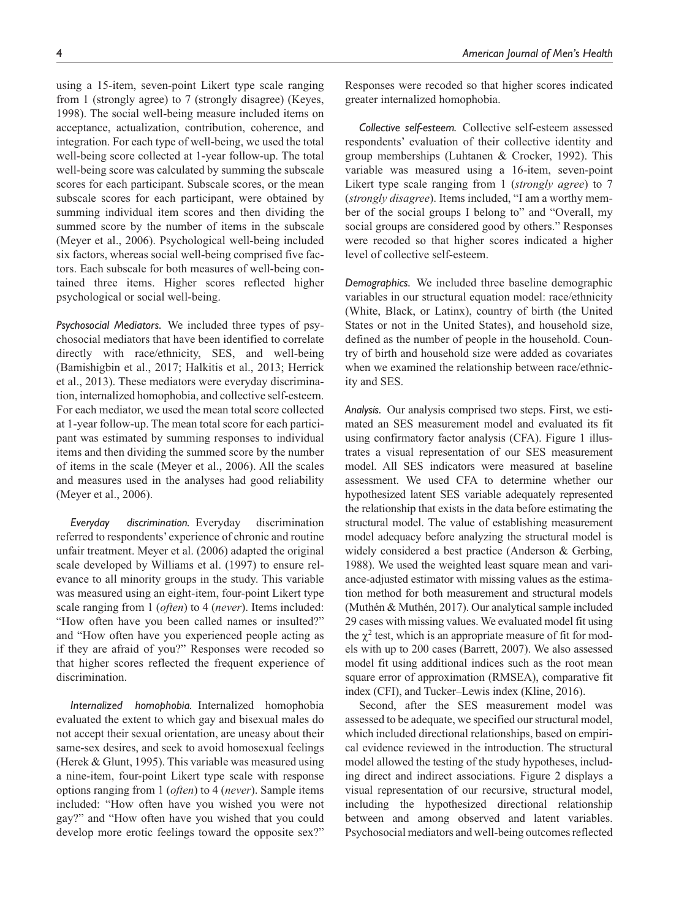using a 15-item, seven-point Likert type scale ranging from 1 (strongly agree) to 7 (strongly disagree) (Keyes, 1998). The social well-being measure included items on acceptance, actualization, contribution, coherence, and integration. For each type of well-being, we used the total well-being score collected at 1-year follow-up. The total well-being score was calculated by summing the subscale scores for each participant. Subscale scores, or the mean subscale scores for each participant, were obtained by summing individual item scores and then dividing the summed score by the number of items in the subscale (Meyer et al., 2006). Psychological well-being included six factors, whereas social well-being comprised five factors. Each subscale for both measures of well-being contained three items. Higher scores reflected higher psychological or social well-being.

*Psychosocial Mediators.* We included three types of psychosocial mediators that have been identified to correlate directly with race/ethnicity, SES, and well-being (Bamishigbin et al., 2017; Halkitis et al., 2013; Herrick et al., 2013). These mediators were everyday discrimination, internalized homophobia, and collective self-esteem. For each mediator, we used the mean total score collected at 1-year follow-up. The mean total score for each participant was estimated by summing responses to individual items and then dividing the summed score by the number of items in the scale (Meyer et al., 2006). All the scales and measures used in the analyses had good reliability (Meyer et al., 2006).

*Everyday discrimination.* Everyday discrimination referred to respondents' experience of chronic and routine unfair treatment. Meyer et al. (2006) adapted the original scale developed by Williams et al. (1997) to ensure relevance to all minority groups in the study. This variable was measured using an eight-item, four-point Likert type scale ranging from 1 (*often*) to 4 (*never*). Items included: "How often have you been called names or insulted?" and "How often have you experienced people acting as if they are afraid of you?" Responses were recoded so that higher scores reflected the frequent experience of discrimination.

*Internalized homophobia.* Internalized homophobia evaluated the extent to which gay and bisexual males do not accept their sexual orientation, are uneasy about their same-sex desires, and seek to avoid homosexual feelings (Herek & Glunt, 1995). This variable was measured using a nine-item, four-point Likert type scale with response options ranging from 1 (*often*) to 4 (*never*). Sample items included: "How often have you wished you were not gay?" and "How often have you wished that you could develop more erotic feelings toward the opposite sex?" Responses were recoded so that higher scores indicated greater internalized homophobia.

*Collective self-esteem.* Collective self-esteem assessed respondents' evaluation of their collective identity and group memberships (Luhtanen & Crocker, 1992). This variable was measured using a 16-item, seven-point Likert type scale ranging from 1 (*strongly agree*) to 7 (*strongly disagree*). Items included, "I am a worthy member of the social groups I belong to" and "Overall, my social groups are considered good by others." Responses were recoded so that higher scores indicated a higher level of collective self-esteem.

*Demographics.* We included three baseline demographic variables in our structural equation model: race/ethnicity (White, Black, or Latinx), country of birth (the United States or not in the United States), and household size, defined as the number of people in the household. Country of birth and household size were added as covariates when we examined the relationship between race/ethnicity and SES.

*Analysis.* Our analysis comprised two steps. First, we estimated an SES measurement model and evaluated its fit using confirmatory factor analysis (CFA). Figure 1 illustrates a visual representation of our SES measurement model. All SES indicators were measured at baseline assessment. We used CFA to determine whether our hypothesized latent SES variable adequately represented the relationship that exists in the data before estimating the structural model. The value of establishing measurement model adequacy before analyzing the structural model is widely considered a best practice (Anderson & Gerbing, 1988). We used the weighted least square mean and variance-adjusted estimator with missing values as the estimation method for both measurement and structural models (Muthén & Muthén, 2017). Our analytical sample included 29 cases with missing values. We evaluated model fit using the $\chi^2$ test, which is an appropriate measure of fit for models with up to 200 cases (Barrett, 2007). We also assessed model fit using additional indices such as the root mean square error of approximation (RMSEA), comparative fit index (CFI), and Tucker–Lewis index (Kline, 2016).

Second, after the SES measurement model was assessed to be adequate, we specified our structural model, which included directional relationships, based on empirical evidence reviewed in the introduction. The structural model allowed the testing of the study hypotheses, including direct and indirect associations. Figure 2 displays a visual representation of our recursive, structural model, including the hypothesized directional relationship between and among observed and latent variables. Psychosocial mediators and well-being outcomes reflected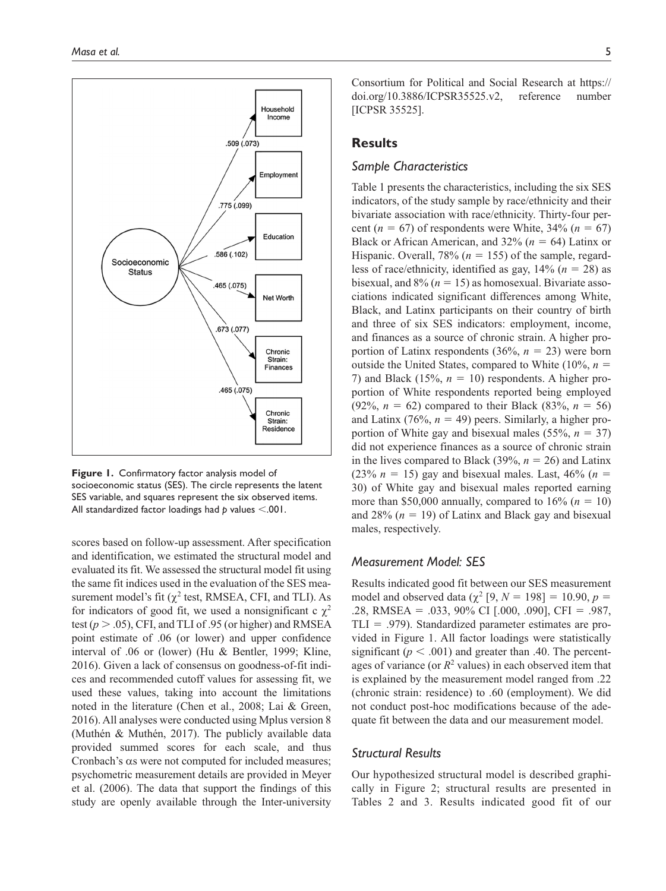**Figure 1.** Confirmatory factor analysis model of socioeconomic status (SES). The circle represents the latent SES variable, and squares represent the six observed items. All standardized factor loadings had *p* values <.001.

scores based on follow-up assessment. After specification and identification, we estimated the structural model and evaluated its fit. We assessed the structural model fit using the same fit indices used in the evaluation of the SES measurement model's fit ($\chi^2$ test, RMSEA, CFI, and TLI). As for indicators of good fit, we used a nonsignificant c $\chi^2$ test ($p > .05$), CFI, and TLI of .95 (or higher) and RMSEA point estimate of .06 (or lower) and upper confidence interval of .06 or (lower) (Hu & Bentler, 1999; Kline, 2016). Given a lack of consensus on goodness-of-fit indices and recommended cutoff values for assessing fit, we used these values, taking into account the limitations noted in the literature (Chen et al., 2008; Lai & Green, 2016). All analyses were conducted using Mplus version 8 (Muthén & Muthén, 2017). The publicly available data provided summed scores for each scale, and thus Cronbach's $\alpha$s were not computed for included measures; psychometric measurement details are provided in Meyer et al. (2006). The data that support the findings of this study are openly available through the Inter-university Consortium for Political and Social Research at https://doi.org/10.3886/ICPSR35525.v2, reference number [ICPSR 35525].

## Results

### Sample Characteristics

Table 1 presents the characteristics, including the six SES indicators, of the study sample by race/ethnicity and their bivariate association with race/ethnicity. Thirty-four percent ($n$ = 67) of respondents were White, 34% ($n$ = 67) Black or African American, and 32% ($n$ = 64) Latinx or Hispanic. Overall, 78% ($n$ = 155) of the sample, regardless of race/ethnicity, identified as gay, 14% ($n$ = 28) as bisexual, and 8% ($n$ = 15) as homosexual. Bivariate associations indicated significant differences among White, Black, and Latinx participants on their country of birth and three of six SES indicators: employment, income, and finances as a source of chronic strain. A higher proportion of Latinx respondents (36%, $n$ = 23) were born outside the United States, compared to White (10%, $n$ = 7) and Black (15%, $n$ = 10) respondents. A higher proportion of White respondents reported being employed (92%, $n$ = 62) compared to their Black (83%, $n$ = 56) and Latinx (76%, $n$ = 49) peers. Similarly, a higher proportion of White gay and bisexual males (55%, $n$ = 37) did not experience finances as a source of chronic strain in the lives compared to Black (39%, $n$ = 26) and Latinx (23% $n$ = 15) gay and bisexual males. Last, 46% ($n$ = 30) of White gay and bisexual males reported earning more than \$50,000 annually, compared to 16% ($n$ = 10) and 28% ($n$ = 19) of Latinx and Black gay and bisexual males, respectively.

### Measurement Model: SES

Results indicated good fit between our SES measurement model and observed data ($\chi^2$ [9, $N$ = 198] = 10.90, $p$ = .28, RMSEA = .033, 90% CI [.000, .090], CFI = .987, TLI = .979). Standardized parameter estimates are provided in Figure 1. All factor loadings were statistically significant ($p < .001$) and greater than .40. The percentages of variance (or $R^2$ values) in each observed item that is explained by the measurement model ranged from .22 (chronic strain: residence) to .60 (employment). We did not conduct post-hoc modifications because of the adequate fit between the data and our measurement model.

### Structural Results

Our hypothesized structural model is described graphically in Figure 2; structural results are presented in Tables 2 and 3. Results indicated good fit of our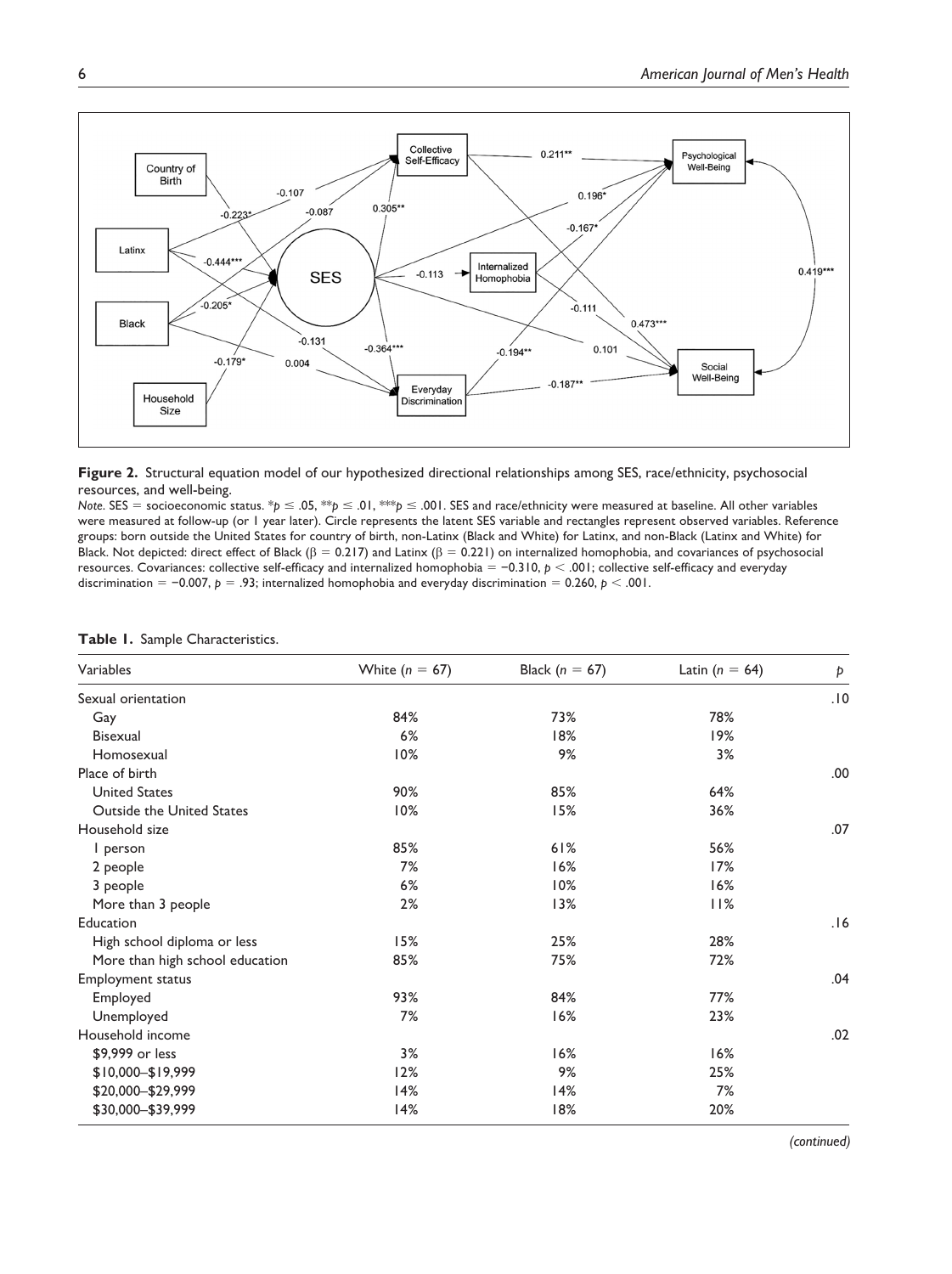**Figure 2.** Structural equation model of our hypothesized directional relationships among SES, race/ethnicity, psychosocial resources, and well-being.

*Note.* SES = socioeconomic status. \*$p \leq .05$, \*\*$p \leq .01$, \*\*\*$p \leq .001$. SES and race/ethnicity were measured at baseline. All other variables were measured at follow-up (or 1 year later). Circle represents the latent SES variable and rectangles represent observed variables. Reference groups: born outside the United States for country of birth, non-Latinx (Black and White) for Latinx, and non-Black (Latinx and White) for Black. Not depicted: direct effect of Black ($\beta = 0.217$) and Latinx ($\beta = 0.221$) on internalized homophobia, and covariances of psychosocial resources. Covariances: collective self-efficacy and internalized homophobia = −0.310, $p < .001$; collective self-efficacy and everyday discrimination = −0.007, $p = .93$; internalized homophobia and everyday discrimination = 0.260, $p < .001$.

**Table 1.** Sample Characteristics.

| Variables | White ($n$ = 67) | Black ($n$ = 67) | Latin ($n$ = 64) | $p$ |
|---|---|---|---|---|
| Sexual orientation | | | | .10 |
| Gay | 84% | 73% | 78% | |
| Bisexual | 6% | 18% | 19% | |
| Homosexual | 10% | 9% | 3% | |
| Place of birth | | | | .00 |
| United States | 90% | 85% | 64% | |
| Outside the United States | 10% | 15% | 36% | |
| Household size | | | | .07 |
| 1 person | 85% | 61% | 56% | |
| 2 people | 7% | 16% | 17% | |
| 3 people | 6% | 10% | 16% | |
| More than 3 people | 2% | 13% | 11% | |
| Education | | | | .16 |
| High school diploma or less | 15% | 25% | 28% | |
| More than high school education | 85% | 75% | 72% | |
| Employment status | | | | .04 |
| Employed | 93% | 84% | 77% | |
| Unemployed | 7% | 16% | 23% | |
| Household income | | | | .02 |
| $9,999 or less | 3% | 16% | 16% | |
| $10,000–$19,999 | 12% | 9% | 25% | |
| $20,000–$29,999 | 14% | 14% | 7% | |
| $30,000–$39,999 | 14% | 18% | 20% | |

*(continued)*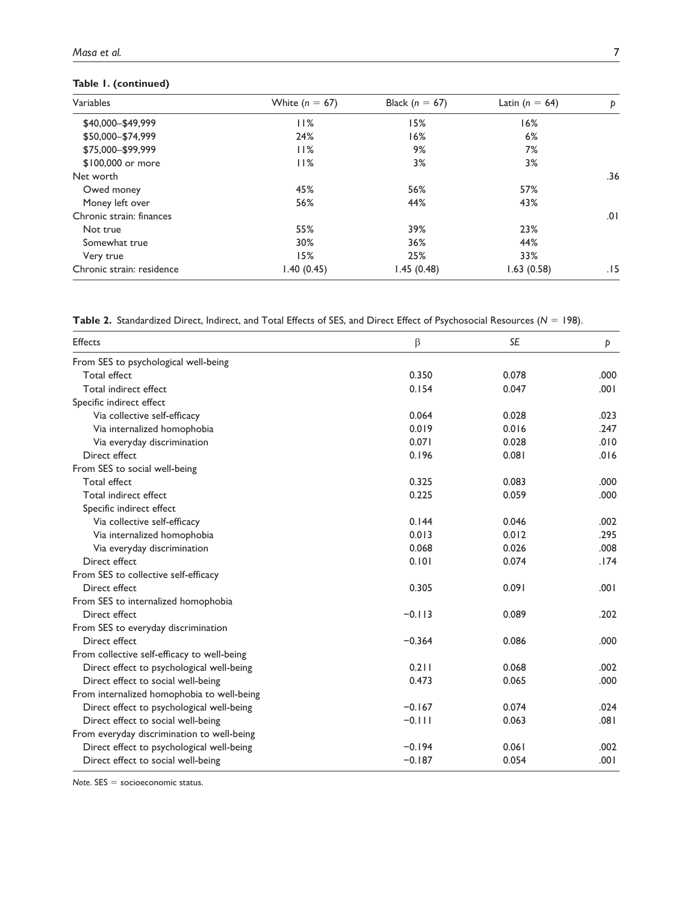**Table 1. (continued)**

| Variables | White ($n$ = 67) | Black ($n$ = 67) | Latin ($n$ = 64) | $p$ |
|---|---|---|---|---|
| $40,000–$49,999 | 11% | 15% | 16% | |
| $50,000–$74,999 | 24% | 16% | 6% | |
| $75,000–$99,999 | 11% | 9% | 7% | |
| $100,000 or more | 11% | 3% | 3% | |
| Net worth | | | | .36 |
| Owed money | 45% | 56% | 57% | |
| Money left over | 56% | 44% | 43% | |
| Chronic strain: finances | | | | .01 |
| Not true | 55% | 39% | 23% | |
| Somewhat true | 30% | 36% | 44% | |
| Very true | 15% | 25% | 33% | |
| Chronic strain: residence | 1.40 (0.45) | 1.45 (0.48) | 1.63 (0.58) | .15 |

**Table 2.** Standardized Direct, Indirect, and Total Effects of SES, and Direct Effect of Psychosocial Resources ($N$ = 198).

| Effects | β | $SE$ | $p$ |
|---|---|---|---|
| From SES to psychological well-being | | | |
| Total effect | 0.350 | 0.078 | .000 |
| Total indirect effect | 0.154 | 0.047 | .001 |
| Specific indirect effect | | | |
| Via collective self-efficacy | 0.064 | 0.028 | .023 |
| Via internalized homophobia | 0.019 | 0.016 | .247 |
| Via everyday discrimination | 0.071 | 0.028 | .010 |
| Direct effect | 0.196 | 0.081 | .016 |
| From SES to social well-being | | | |
| Total effect | 0.325 | 0.083 | .000 |
| Total indirect effect | 0.225 | 0.059 | .000 |
| Specific indirect effect | | | |
| Via collective self-efficacy | 0.144 | 0.046 | .002 |
| Via internalized homophobia | 0.013 | 0.012 | .295 |
| Via everyday discrimination | 0.068 | 0.026 | .008 |
| Direct effect | 0.101 | 0.074 | .174 |
| From SES to collective self-efficacy | | | |
| Direct effect | 0.305 | 0.091 | .001 |
| From SES to internalized homophobia | | | |
| Direct effect | −0.113 | 0.089 | .202 |
| From SES to everyday discrimination | | | |
| Direct effect | −0.364 | 0.086 | .000 |
| From collective self-efficacy to well-being | | | |
| Direct effect to psychological well-being | 0.211 | 0.068 | .002 |
| Direct effect to social well-being | 0.473 | 0.065 | .000 |
| From internalized homophobia to well-being | | | |
| Direct effect to psychological well-being | −0.167 | 0.074 | .024 |
| Direct effect to social well-being | −0.111 | 0.063 | .081 |
| From everyday discrimination to well-being | | | |
| Direct effect to psychological well-being | −0.194 | 0.061 | .002 |
| Direct effect to social well-being | −0.187 | 0.054 | .001 |

*Note.* SES = socioeconomic status.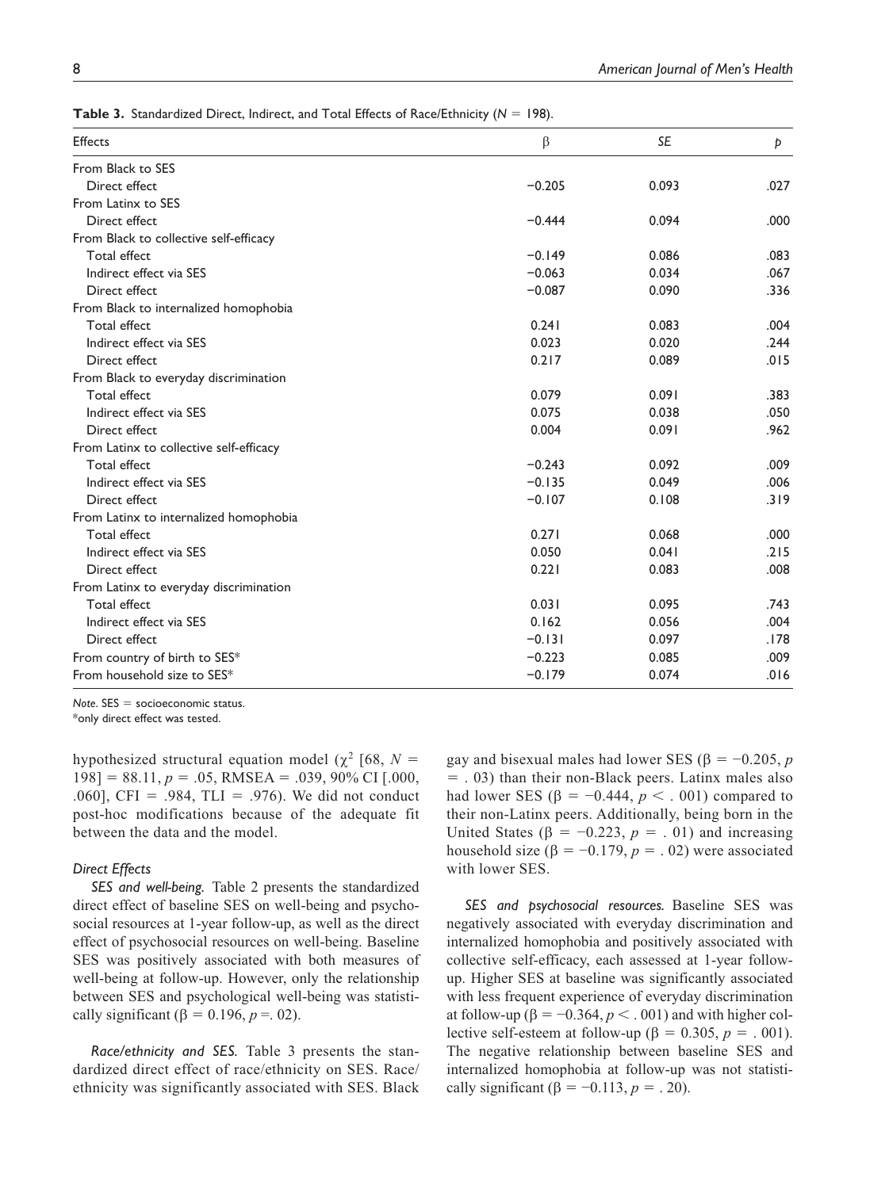**Table 3.** Standardized Direct, Indirect, and Total Effects of Race/Ethnicity ($N = 198$).

| Effects | β | *SE* | *p* |
|---|---|---|---|
| From Black to SES | | | |
| Direct effect | −0.205 | 0.093 | .027 |
| From Latinx to SES | | | |
| Direct effect | −0.444 | 0.094 | .000 |
| From Black to collective self-efficacy | | | |
| Total effect | −0.149 | 0.086 | .083 |
| Indirect effect via SES | −0.063 | 0.034 | .067 |
| Direct effect | −0.087 | 0.090 | .336 |
| From Black to internalized homophobia | | | |
| Total effect | 0.241 | 0.083 | .004 |
| Indirect effect via SES | 0.023 | 0.020 | .244 |
| Direct effect | 0.217 | 0.089 | .015 |
| From Black to everyday discrimination | | | |
| Total effect | 0.079 | 0.091 | .383 |
| Indirect effect via SES | 0.075 | 0.038 | .050 |
| Direct effect | 0.004 | 0.091 | .962 |
| From Latinx to collective self-efficacy | | | |
| Total effect | −0.243 | 0.092 | .009 |
| Indirect effect via SES | −0.135 | 0.049 | .006 |
| Direct effect | −0.107 | 0.108 | .319 |
| From Latinx to internalized homophobia | | | |
| Total effect | 0.271 | 0.068 | .000 |
| Indirect effect via SES | 0.050 | 0.041 | .215 |
| Direct effect | 0.221 | 0.083 | .008 |
| From Latinx to everyday discrimination | | | |
| Total effect | 0.031 | 0.095 | .743 |
| Indirect effect via SES | 0.162 | 0.056 | .004 |
| Direct effect | −0.131 | 0.097 | .178 |
| From country of birth to SES* | −0.223 | 0.085 | .009 |
| From household size to SES* | −0.179 | 0.074 | .016 |

*Note*. SES = socioeconomic status.
*only direct effect was tested.

hypothesized structural equation model ($\chi^2$ [68, $N = 198$] = 88.11, $p = .05$, RMSEA = .039, 90% CI [.000, .060], CFI = .984, TLI = .976). We did not conduct post-hoc modifications because of the adequate fit between the data and the model.

### *Direct Effects*

*SES and well-being.* Table 2 presents the standardized direct effect of baseline SES on well-being and psychosocial resources at 1-year follow-up, as well as the direct effect of psychosocial resources on well-being. Baseline SES was positively associated with both measures of well-being at follow-up. However, only the relationship between SES and psychological well-being was statistically significant ($\beta = 0.196$, $p = .02$).

*Race/ethnicity and SES.* Table 3 presents the standardized direct effect of race/ethnicity on SES. Race/ethnicity was significantly associated with SES. Black gay and bisexual males had lower SES ($\beta = -0.205$, $p = .03$) than their non-Black peers. Latinx males also had lower SES ($\beta = -0.444$, $p < .001$) compared to their non-Latinx peers. Additionally, being born in the United States ($\beta = -0.223$, $p = .01$) and increasing household size ($\beta = -0.179$, $p = .02$) were associated with lower SES.

*SES and psychosocial resources.* Baseline SES was negatively associated with everyday discrimination and internalized homophobia and positively associated with collective self-efficacy, each assessed at 1-year follow-up. Higher SES at baseline was significantly associated with less frequent experience of everyday discrimination at follow-up ($\beta = -0.364$, $p < .001$) and with higher collective self-esteem at follow-up ($\beta = 0.305$, $p = .001$). The negative relationship between baseline SES and internalized homophobia at follow-up was not statistically significant ($\beta = -0.113$, $p = .20$).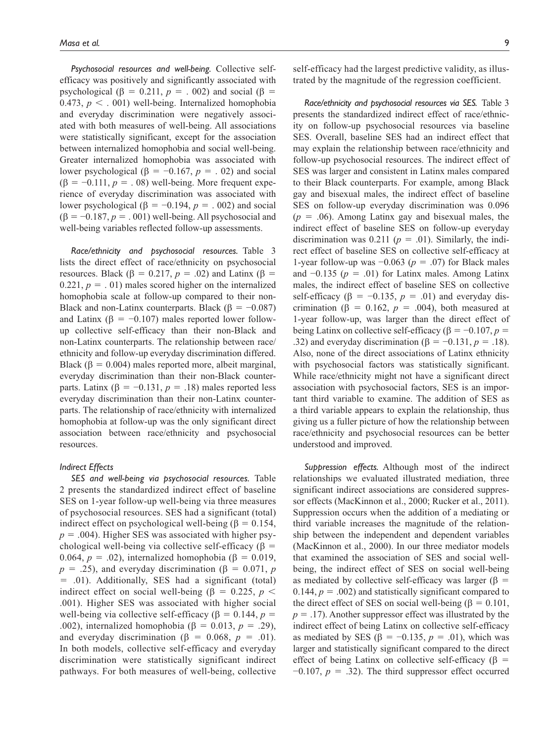*Psychosocial resources and well-being.* Collective self-efficacy was positively and significantly associated with psychological ($\beta = 0.211$, $p = .002$) and social ($\beta = 0.473$, $p < .001$) well-being. Internalized homophobia and everyday discrimination were negatively associated with both measures of well-being. All associations were statistically significant, except for the association between internalized homophobia and social well-being. Greater internalized homophobia was associated with lower psychological ($\beta = -0.167$, $p = .02$) and social ($\beta = -0.111$, $p = .08$) well-being. More frequent experience of everyday discrimination was associated with lower psychological ($\beta = -0.194$, $p = .002$) and social ($\beta = -0.187$, $p = .001$) well-being. All psychosocial and well-being variables reflected follow-up assessments.

*Race/ethnicity and psychosocial resources.* Table 3 lists the direct effect of race/ethnicity on psychosocial resources. Black ($\beta = 0.217$, $p = .02$) and Latinx ($\beta = 0.221$, $p = .01$) males scored higher on the internalized homophobia scale at follow-up compared to their non-Black and non-Latinx counterparts. Black ($\beta = -0.087$) and Latinx ($\beta = -0.107$) males reported lower follow-up collective self-efficacy than their non-Black and non-Latinx counterparts. The relationship between race/ethnicity and follow-up everyday discrimination differed. Black ($\beta = 0.004$) males reported more, albeit marginal, everyday discrimination than their non-Black counterparts. Latinx ($\beta = -0.131$, $p = .18$) males reported less everyday discrimination than their non-Latinx counterparts. The relationship of race/ethnicity with internalized homophobia at follow-up was the only significant direct association between race/ethnicity and psychosocial resources.

### Indirect Effects

*SES and well-being via psychosocial resources.* Table 2 presents the standardized indirect effect of baseline SES on 1-year follow-up well-being via three measures of psychosocial resources. SES had a significant (total) indirect effect on psychological well-being ($\beta = 0.154$, $p = .004$). Higher SES was associated with higher psychological well-being via collective self-efficacy ($\beta = 0.064$, $p = .02$), internalized homophobia ($\beta = 0.019$, $p = .25$), and everyday discrimination ($\beta = 0.071$, $p = .01$). Additionally, SES had a significant (total) indirect effect on social well-being ($\beta = 0.225$, $p < .001$). Higher SES was associated with higher social well-being via collective self-efficacy ($\beta = 0.144$, $p = .002$), internalized homophobia ($\beta = 0.013$, $p = .29$), and everyday discrimination ($\beta = 0.068$, $p = .01$). In both models, collective self-efficacy and everyday discrimination were statistically significant indirect pathways. For both measures of well-being, collective self-efficacy had the largest predictive validity, as illustrated by the magnitude of the regression coefficient.

*Race/ethnicity and psychosocial resources via SES.* Table 3 presents the standardized indirect effect of race/ethnicity on follow-up psychosocial resources via baseline SES. Overall, baseline SES had an indirect effect that may explain the relationship between race/ethnicity and follow-up psychosocial resources. The indirect effect of SES was larger and consistent in Latinx males compared to their Black counterparts. For example, among Black gay and bisexual males, the indirect effect of baseline SES on follow-up everyday discrimination was 0.096 ($p = .06$). Among Latinx gay and bisexual males, the indirect effect of baseline SES on follow-up everyday discrimination was 0.211 ($p = .01$). Similarly, the indirect effect of baseline SES on collective self-efficacy at 1-year follow-up was −0.063 ($p = .07$) for Black males and −0.135 ($p = .01$) for Latinx males. Among Latinx males, the indirect effect of baseline SES on collective self-efficacy ($\beta = -0.135$, $p = .01$) and everyday discrimination ($\beta = 0.162$, $p = .004$), both measured at 1-year follow-up, was larger than the direct effect of being Latinx on collective self-efficacy ($\beta = -0.107$, $p = .32$) and everyday discrimination ($\beta = -0.131$, $p = .18$). Also, none of the direct associations of Latinx ethnicity with psychosocial factors was statistically significant. While race/ethnicity might not have a significant direct association with psychosocial factors, SES is an important third variable to examine. The addition of SES as a third variable appears to explain the relationship, thus giving us a fuller picture of how the relationship between race/ethnicity and psychosocial resources can be better understood and improved.

*Suppression effects.* Although most of the indirect relationships we evaluated illustrated mediation, three significant indirect associations are considered suppressor effects (MacKinnon et al., 2000; Rucker et al., 2011). Suppression occurs when the addition of a mediating or third variable increases the magnitude of the relationship between the independent and dependent variables (MacKinnon et al., 2000). In our three mediator models that examined the association of SES and social well-being, the indirect effect of SES on social well-being as mediated by collective self-efficacy was larger ($\beta = 0.144$, $p = .002$) and statistically significant compared to the direct effect of SES on social well-being ($\beta = 0.101$, $p = .17$). Another suppressor effect was illustrated by the indirect effect of being Latinx on collective self-efficacy as mediated by SES ($\beta = -0.135$, $p = .01$), which was larger and statistically significant compared to the direct effect of being Latinx on collective self-efficacy ($\beta = -0.107$, $p = .32$). The third suppressor effect occurred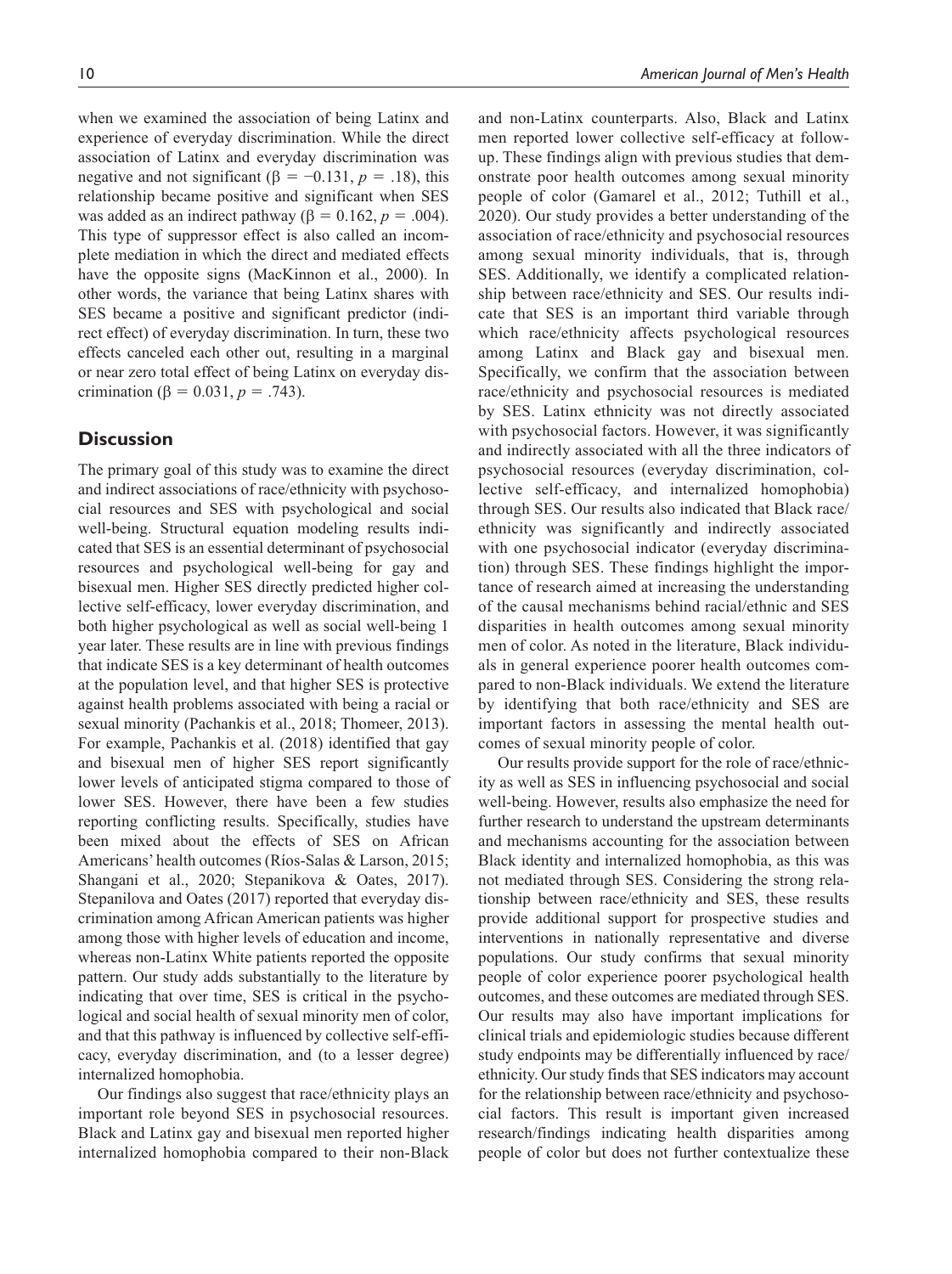when we examined the association of being Latinx and experience of everyday discrimination. While the direct association of Latinx and everyday discrimination was negative and not significant ($\beta = -0.131$, $p = .18$), this relationship became positive and significant when SES was added as an indirect pathway ($\beta = 0.162$, $p = .004$). This type of suppressor effect is also called an incomplete mediation in which the direct and mediated effects have the opposite signs (MacKinnon et al., 2000). In other words, the variance that being Latinx shares with SES became a positive and significant predictor (indirect effect) of everyday discrimination. In turn, these two effects canceled each other out, resulting in a marginal or near zero total effect of being Latinx on everyday discrimination ($\beta = 0.031$, $p = .743$).

## Discussion

The primary goal of this study was to examine the direct and indirect associations of race/ethnicity with psychosocial resources and SES with psychological and social well-being. Structural equation modeling results indicated that SES is an essential determinant of psychosocial resources and psychological well-being for gay and bisexual men. Higher SES directly predicted higher collective self-efficacy, lower everyday discrimination, and both higher psychological as well as social well-being 1 year later. These results are in line with previous findings that indicate SES is a key determinant of health outcomes at the population level, and that higher SES is protective against health problems associated with being a racial or sexual minority (Pachankis et al., 2018; Thomeer, 2013). For example, Pachankis et al. (2018) identified that gay and bisexual men of higher SES report significantly lower levels of anticipated stigma compared to those of lower SES. However, there have been a few studies reporting conflicting results. Specifically, studies have been mixed about the effects of SES on African Americans' health outcomes (Ríos-Salas & Larson, 2015; Shangani et al., 2020; Stepanikova & Oates, 2017). Stepanilova and Oates (2017) reported that everyday discrimination among African American patients was higher among those with higher levels of education and income, whereas non-Latinx White patients reported the opposite pattern. Our study adds substantially to the literature by indicating that over time, SES is critical in the psychological and social health of sexual minority men of color, and that this pathway is influenced by collective self-efficacy, everyday discrimination, and (to a lesser degree) internalized homophobia.

Our findings also suggest that race/ethnicity plays an important role beyond SES in psychosocial resources. Black and Latinx gay and bisexual men reported higher internalized homophobia compared to their non-Black and non-Latinx counterparts. Also, Black and Latinx men reported lower collective self-efficacy at follow-up. These findings align with previous studies that demonstrate poor health outcomes among sexual minority people of color (Gamarel et al., 2012; Tuthill et al., 2020). Our study provides a better understanding of the association of race/ethnicity and psychosocial resources among sexual minority individuals, that is, through SES. Additionally, we identify a complicated relationship between race/ethnicity and SES. Our results indicate that SES is an important third variable through which race/ethnicity affects psychological resources among Latinx and Black gay and bisexual men. Specifically, we confirm that the association between race/ethnicity and psychosocial resources is mediated by SES. Latinx ethnicity was not directly associated with psychosocial factors. However, it was significantly and indirectly associated with all the three indicators of psychosocial resources (everyday discrimination, collective self-efficacy, and internalized homophobia) through SES. Our results also indicated that Black race/ethnicity was significantly and indirectly associated with one psychosocial indicator (everyday discrimination) through SES. These findings highlight the importance of research aimed at increasing the understanding of the causal mechanisms behind racial/ethnic and SES disparities in health outcomes among sexual minority men of color. As noted in the literature, Black individuals in general experience poorer health outcomes compared to non-Black individuals. We extend the literature by identifying that both race/ethnicity and SES are important factors in assessing the mental health outcomes of sexual minority people of color.

Our results provide support for the role of race/ethnicity as well as SES in influencing psychosocial and social well-being. However, results also emphasize the need for further research to understand the upstream determinants and mechanisms accounting for the association between Black identity and internalized homophobia, as this was not mediated through SES. Considering the strong relationship between race/ethnicity and SES, these results provide additional support for prospective studies and interventions in nationally representative and diverse populations. Our study confirms that sexual minority people of color experience poorer psychological health outcomes, and these outcomes are mediated through SES. Our results may also have important implications for clinical trials and epidemiologic studies because different study endpoints may be differentially influenced by race/ethnicity. Our study finds that SES indicators may account for the relationship between race/ethnicity and psychosocial factors. This result is important given increased research/findings indicating health disparities among people of color but does not further contextualize these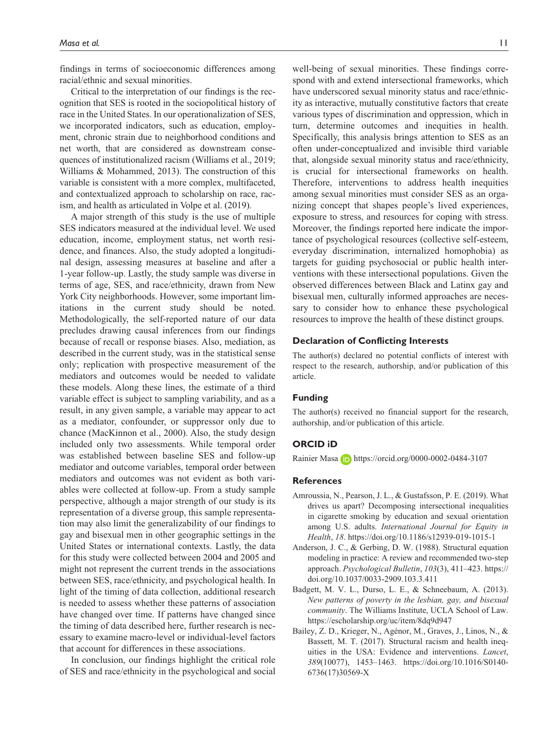findings in terms of socioeconomic differences among racial/ethnic and sexual minorities.

Critical to the interpretation of our findings is the recognition that SES is rooted in the sociopolitical history of race in the United States. In our operationalization of SES, we incorporated indicators, such as education, employment, chronic strain due to neighborhood conditions and net worth, that are considered as downstream consequences of institutionalized racism (Williams et al., 2019; Williams & Mohammed, 2013). The construction of this variable is consistent with a more complex, multifaceted, and contextualized approach to scholarship on race, racism, and health as articulated in Volpe et al. (2019).

A major strength of this study is the use of multiple SES indicators measured at the individual level. We used education, income, employment status, net worth residence, and finances. Also, the study adopted a longitudinal design, assessing measures at baseline and after a 1-year follow-up. Lastly, the study sample was diverse in terms of age, SES, and race/ethnicity, drawn from New York City neighborhoods. However, some important limitations in the current study should be noted. Methodologically, the self-reported nature of our data precludes drawing causal inferences from our findings because of recall or response biases. Also, mediation, as described in the current study, was in the statistical sense only; replication with prospective measurement of the mediators and outcomes would be needed to validate these models. Along these lines, the estimate of a third variable effect is subject to sampling variability, and as a result, in any given sample, a variable may appear to act as a mediator, confounder, or suppressor only due to chance (MacKinnon et al., 2000). Also, the study design included only two assessments. While temporal order was established between baseline SES and follow-up mediator and outcome variables, temporal order between mediators and outcomes was not evident as both variables were collected at follow-up. From a study sample perspective, although a major strength of our study is its representation of a diverse group, this sample representation may also limit the generalizability of our findings to gay and bisexual men in other geographic settings in the United States or international contexts. Lastly, the data for this study were collected between 2004 and 2005 and might not represent the current trends in the associations between SES, race/ethnicity, and psychological health. In light of the timing of data collection, additional research is needed to assess whether these patterns of association have changed over time. If patterns have changed since the timing of data described here, further research is necessary to examine macro-level or individual-level factors that account for differences in these associations.

In conclusion, our findings highlight the critical role of SES and race/ethnicity in the psychological and social well-being of sexual minorities. These findings correspond with and extend intersectional frameworks, which have underscored sexual minority status and race/ethnicity as interactive, mutually constitutive factors that create various types of discrimination and oppression, which in turn, determine outcomes and inequities in health. Specifically, this analysis brings attention to SES as an often under-conceptualized and invisible third variable that, alongside sexual minority status and race/ethnicity, is crucial for intersectional frameworks on health. Therefore, interventions to address health inequities among sexual minorities must consider SES as an organizing concept that shapes people's lived experiences, exposure to stress, and resources for coping with stress. Moreover, the findings reported here indicate the importance of psychological resources (collective self-esteem, everyday discrimination, internalized homophobia) as targets for guiding psychosocial or public health interventions with these intersectional populations. Given the observed differences between Black and Latinx gay and bisexual men, culturally informed approaches are necessary to consider how to enhance these psychological resources to improve the health of these distinct groups.

## Declaration of Conflicting Interests

The author(s) declared no potential conflicts of interest with respect to the research, authorship, and/or publication of this article.

## Funding

The author(s) received no financial support for the research, authorship, and/or publication of this article.

## ORCID iD

Rainier Masa https://orcid.org/0000-0002-0484-3107

## References

Amroussia, N., Pearson, J. L., & Gustafsson, P. E. (2019). What drives us apart? Decomposing intersectional inequalities in cigarette smoking by education and sexual orientation among U.S. adults. *International Journal for Equity in Health*, *18*. https://doi.org/10.1186/s12939-019-1015-1

Anderson, J. C., & Gerbing, D. W. (1988). Structural equation modeling in practice: A review and recommended two-step approach. *Psychological Bulletin*, *103*(3), 411–423. https://doi.org/10.1037/0033-2909.103.3.411

Badgett, M. V. L., Durso, L. E., & Schneebaum, A. (2013). *New patterns of poverty in the lesbian, gay, and bisexual community*. The Williams Institute, UCLA School of Law. https://escholarship.org/uc/item/8dq9d947

Bailey, Z. D., Krieger, N., Agénor, M., Graves, J., Linos, N., & Bassett, M. T. (2017). Structural racism and health inequities in the USA: Evidence and interventions. *Lancet*, *389*(10077), 1453–1463. https://doi.org/10.1016/S0140-6736(17)30569-X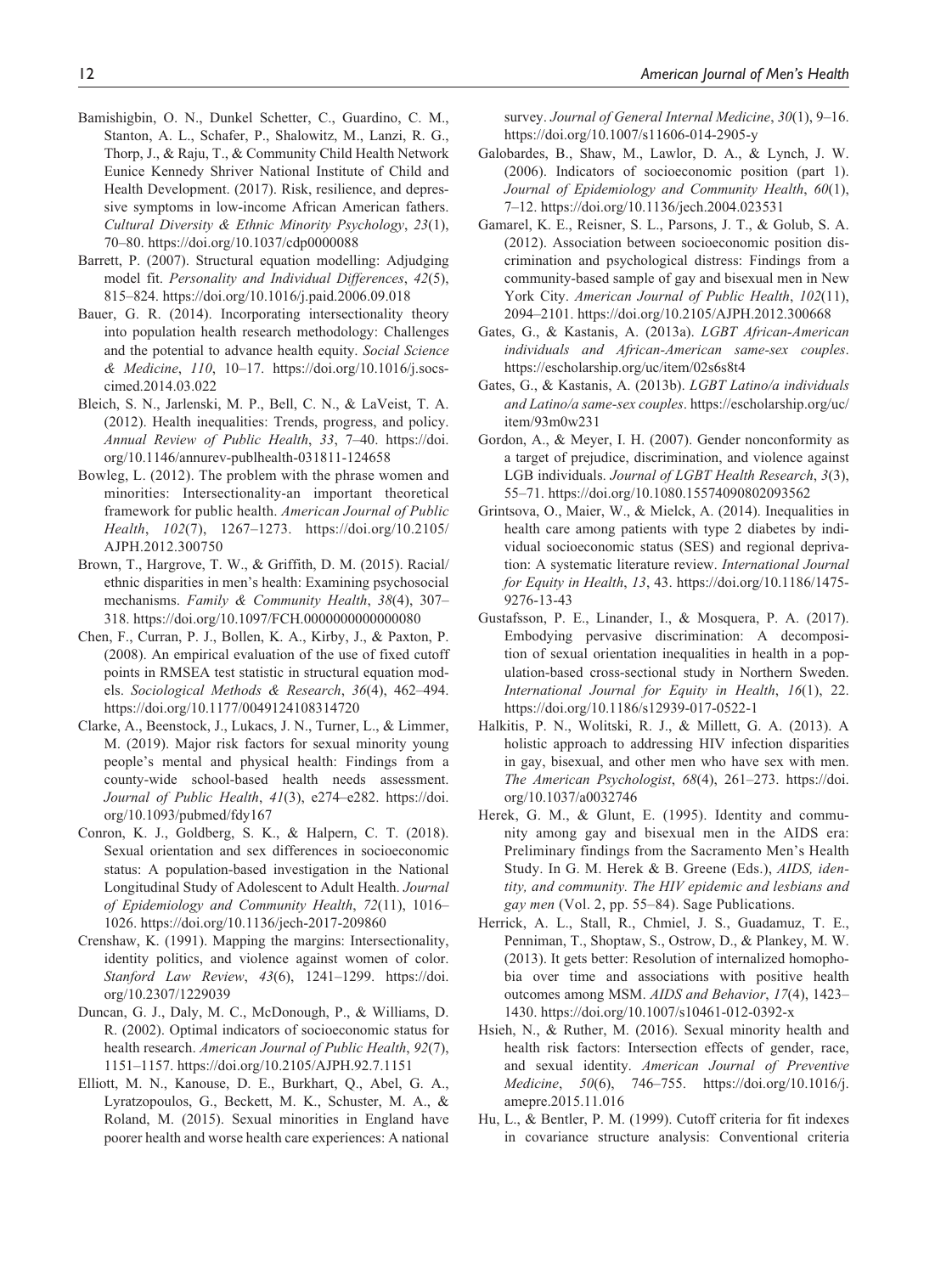Bamishigbin, O. N., Dunkel Schetter, C., Guardino, C. M., Stanton, A. L., Schafer, P., Shalowitz, M., Lanzi, R. G., Thorp, J., & Raju, T., & Community Child Health Network Eunice Kennedy Shriver National Institute of Child and Health Development. (2017). Risk, resilience, and depressive symptoms in low-income African American fathers. *Cultural Diversity & Ethnic Minority Psychology*, *23*(1), 70–80. https://doi.org/10.1037/cdp0000088

Barrett, P. (2007). Structural equation modelling: Adjudging model fit. *Personality and Individual Differences*, *42*(5), 815–824. https://doi.org/10.1016/j.paid.2006.09.018

Bauer, G. R. (2014). Incorporating intersectionality theory into population health research methodology: Challenges and the potential to advance health equity. *Social Science & Medicine*, *110*, 10–17. https://doi.org/10.1016/j.socscimed.2014.03.022

Bleich, S. N., Jarlenski, M. P., Bell, C. N., & LaVeist, T. A. (2012). Health inequalities: Trends, progress, and policy. *Annual Review of Public Health*, *33*, 7–40. https://doi.org/10.1146/annurev-publhealth-031811-124658

Bowleg, L. (2012). The problem with the phrase women and minorities: Intersectionality-an important theoretical framework for public health. *American Journal of Public Health*, *102*(7), 1267–1273. https://doi.org/10.2105/AJPH.2012.300750

Brown, T., Hargrove, T. W., & Griffith, D. M. (2015). Racial/ethnic disparities in men's health: Examining psychosocial mechanisms. *Family & Community Health*, *38*(4), 307–318. https://doi.org/10.1097/FCH.0000000000000080

Chen, F., Curran, P. J., Bollen, K. A., Kirby, J., & Paxton, P. (2008). An empirical evaluation of the use of fixed cutoff points in RMSEA test statistic in structural equation models. *Sociological Methods & Research*, *36*(4), 462–494. https://doi.org/10.1177/0049124108314720

Clarke, A., Beenstock, J., Lukacs, J. N., Turner, L., & Limmer, M. (2019). Major risk factors for sexual minority young people's mental and physical health: Findings from a county-wide school-based health needs assessment. *Journal of Public Health*, *41*(3), e274–e282. https://doi.org/10.1093/pubmed/fdy167

Conron, K. J., Goldberg, S. K., & Halpern, C. T. (2018). Sexual orientation and sex differences in socioeconomic status: A population-based investigation in the National Longitudinal Study of Adolescent to Adult Health. *Journal of Epidemiology and Community Health*, *72*(11), 1016–1026. https://doi.org/10.1136/jech-2017-209860

Crenshaw, K. (1991). Mapping the margins: Intersectionality, identity politics, and violence against women of color. *Stanford Law Review*, *43*(6), 1241–1299. https://doi.org/10.2307/1229039

Duncan, G. J., Daly, M. C., McDonough, P., & Williams, D. R. (2002). Optimal indicators of socioeconomic status for health research. *American Journal of Public Health*, *92*(7), 1151–1157. https://doi.org/10.2105/AJPH.92.7.1151

Elliott, M. N., Kanouse, D. E., Burkhart, Q., Abel, G. A., Lyratzopoulos, G., Beckett, M. K., Schuster, M. A., & Roland, M. (2015). Sexual minorities in England have poorer health and worse health care experiences: A national survey. *Journal of General Internal Medicine*, *30*(1), 9–16. https://doi.org/10.1007/s11606-014-2905-y

Galobardes, B., Shaw, M., Lawlor, D. A., & Lynch, J. W. (2006). Indicators of socioeconomic position (part 1). *Journal of Epidemiology and Community Health*, *60*(1), 7–12. https://doi.org/10.1136/jech.2004.023531

Gamarel, K. E., Reisner, S. L., Parsons, J. T., & Golub, S. A. (2012). Association between socioeconomic position discrimination and psychological distress: Findings from a community-based sample of gay and bisexual men in New York City. *American Journal of Public Health*, *102*(11), 2094–2101. https://doi.org/10.2105/AJPH.2012.300668

Gates, G., & Kastanis, A. (2013a). *LGBT African-American individuals and African-American same-sex couples*. https://escholarship.org/uc/item/02s6s8t4

Gates, G., & Kastanis, A. (2013b). *LGBT Latino/a individuals and Latino/a same-sex couples*. https://escholarship.org/uc/item/93m0w231

Gordon, A., & Meyer, I. H. (2007). Gender nonconformity as a target of prejudice, discrimination, and violence against LGB individuals. *Journal of LGBT Health Research*, *3*(3), 55–71. https://doi.org/10.1080.15574090802093562

Grintsova, O., Maier, W., & Mielck, A. (2014). Inequalities in health care among patients with type 2 diabetes by individual socioeconomic status (SES) and regional deprivation: A systematic literature review. *International Journal for Equity in Health*, *13*, 43. https://doi.org/10.1186/1475-9276-13-43

Gustafsson, P. E., Linander, I., & Mosquera, P. A. (2017). Embodying pervasive discrimination: A decomposition of sexual orientation inequalities in health in a population-based cross-sectional study in Northern Sweden. *International Journal for Equity in Health*, *16*(1), 22. https://doi.org/10.1186/s12939-017-0522-1

Halkitis, P. N., Wolitski, R. J., & Millett, G. A. (2013). A holistic approach to addressing HIV infection disparities in gay, bisexual, and other men who have sex with men. *The American Psychologist*, *68*(4), 261–273. https://doi.org/10.1037/a0032746

Herek, G. M., & Glunt, E. (1995). Identity and community among gay and bisexual men in the AIDS era: Preliminary findings from the Sacramento Men's Health Study. In G. M. Herek & B. Greene (Eds.), *AIDS, identity, and community. The HIV epidemic and lesbians and gay men* (Vol. 2, pp. 55–84). Sage Publications.

Herrick, A. L., Stall, R., Chmiel, J. S., Guadamuz, T. E., Penniman, T., Shoptaw, S., Ostrow, D., & Plankey, M. W. (2013). It gets better: Resolution of internalized homophobia over time and associations with positive health outcomes among MSM. *AIDS and Behavior*, *17*(4), 1423–1430. https://doi.org/10.1007/s10461-012-0392-x

Hsieh, N., & Ruther, M. (2016). Sexual minority health and health risk factors: Intersection effects of gender, race, and sexual identity. *American Journal of Preventive Medicine*, *50*(6), 746–755. https://doi.org/10.1016/j.amepre.2015.11.016

Hu, L., & Bentler, P. M. (1999). Cutoff criteria for fit indexes in covariance structure analysis: Conventional criteria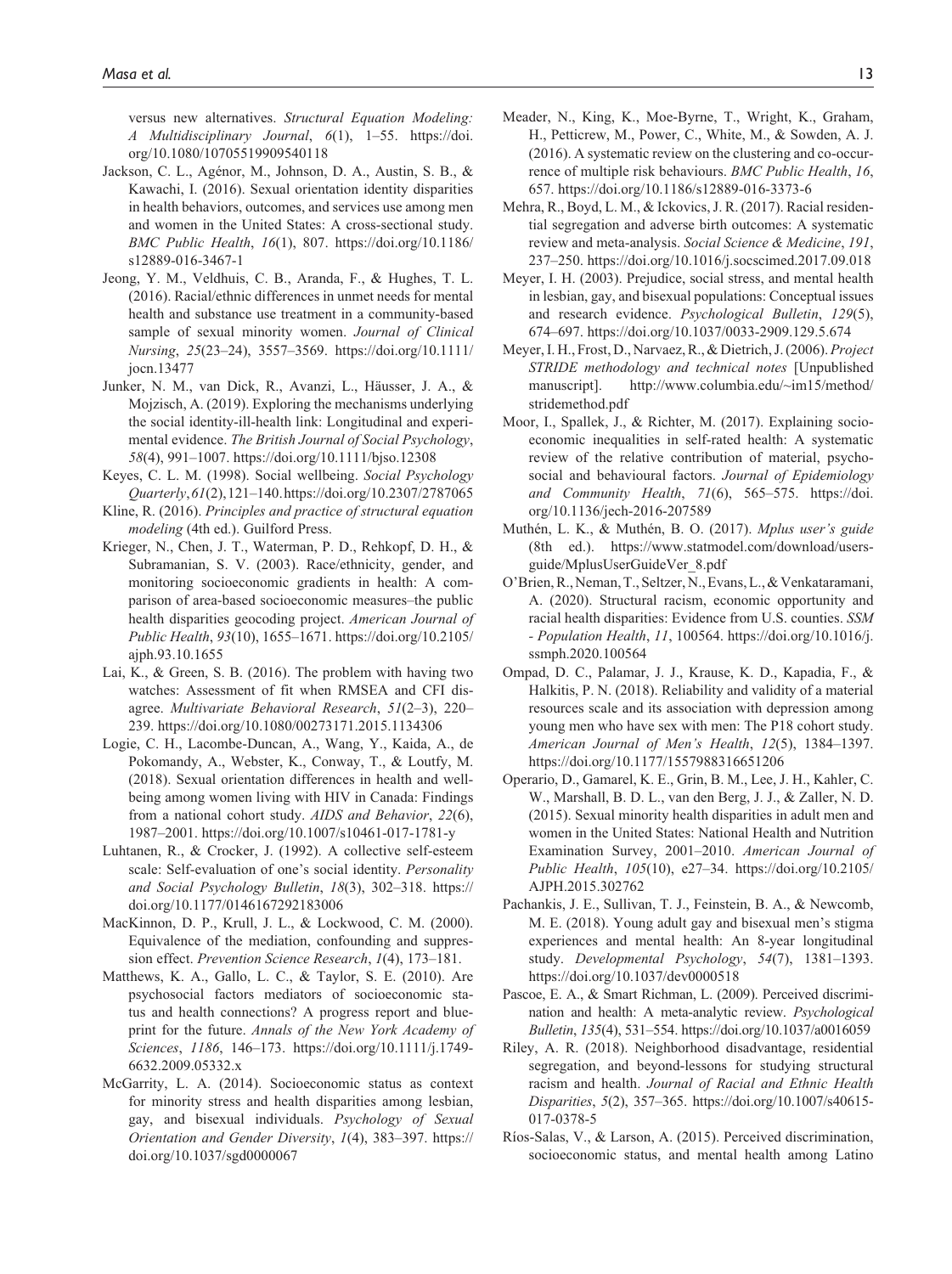versus new alternatives. *Structural Equation Modeling: A Multidisciplinary Journal*, *6*(1), 1–55. https://doi.org/10.1080/10705519909540118

Jackson, C. L., Agénor, M., Johnson, D. A., Austin, S. B., & Kawachi, I. (2016). Sexual orientation identity disparities in health behaviors, outcomes, and services use among men and women in the United States: A cross-sectional study. *BMC Public Health*, *16*(1), 807. https://doi.org/10.1186/s12889-016-3467-1

Jeong, Y. M., Veldhuis, C. B., Aranda, F., & Hughes, T. L. (2016). Racial/ethnic differences in unmet needs for mental health and substance use treatment in a community-based sample of sexual minority women. *Journal of Clinical Nursing*, *25*(23–24), 3557–3569. https://doi.org/10.1111/jocn.13477

Junker, N. M., van Dick, R., Avanzi, L., Häusser, J. A., & Mojzisch, A. (2019). Exploring the mechanisms underlying the social identity-ill-health link: Longitudinal and experimental evidence. *The British Journal of Social Psychology*, *58*(4), 991–1007. https://doi.org/10.1111/bjso.12308

Keyes, C. L. M. (1998). Social wellbeing. *Social Psychology Quarterly*, *61*(2), 121–140. https://doi.org/10.2307/2787065

Kline, R. (2016). *Principles and practice of structural equation modeling* (4th ed.). Guilford Press.

Krieger, N., Chen, J. T., Waterman, P. D., Rehkopf, D. H., & Subramanian, S. V. (2003). Race/ethnicity, gender, and monitoring socioeconomic gradients in health: A comparison of area-based socioeconomic measures–the public health disparities geocoding project. *American Journal of Public Health*, *93*(10), 1655–1671. https://doi.org/10.2105/ajph.93.10.1655

Lai, K., & Green, S. B. (2016). The problem with having two watches: Assessment of fit when RMSEA and CFI disagree. *Multivariate Behavioral Research*, *51*(2–3), 220–239. https://doi.org/10.1080/00273171.2015.1134306

Logie, C. H., Lacombe-Duncan, A., Wang, Y., Kaida, A., de Pokomandy, A., Webster, K., Conway, T., & Loutfy, M. (2018). Sexual orientation differences in health and wellbeing among women living with HIV in Canada: Findings from a national cohort study. *AIDS and Behavior*, *22*(6), 1987–2001. https://doi.org/10.1007/s10461-017-1781-y

Luhtanen, R., & Crocker, J. (1992). A collective self-esteem scale: Self-evaluation of one's social identity. *Personality and Social Psychology Bulletin*, *18*(3), 302–318. https://doi.org/10.1177/0146167292183006

MacKinnon, D. P., Krull, J. L., & Lockwood, C. M. (2000). Equivalence of the mediation, confounding and suppression effect. *Prevention Science Research*, *1*(4), 173–181.

Matthews, K. A., Gallo, L. C., & Taylor, S. E. (2010). Are psychosocial factors mediators of socioeconomic status and health connections? A progress report and blueprint for the future. *Annals of the New York Academy of Sciences*, *1186*, 146–173. https://doi.org/10.1111/j.1749-6632.2009.05332.x

McGarrity, L. A. (2014). Socioeconomic status as context for minority stress and health disparities among lesbian, gay, and bisexual individuals. *Psychology of Sexual Orientation and Gender Diversity*, *1*(4), 383–397. https://doi.org/10.1037/sgd0000067

Meader, N., King, K., Moe-Byrne, T., Wright, K., Graham, H., Petticrew, M., Power, C., White, M., & Sowden, A. J. (2016). A systematic review on the clustering and co-occurrence of multiple risk behaviours. *BMC Public Health*, *16*, 657. https://doi.org/10.1186/s12889-016-3373-6

Mehra, R., Boyd, L. M., & Ickovics, J. R. (2017). Racial residential segregation and adverse birth outcomes: A systematic review and meta-analysis. *Social Science & Medicine*, *191*, 237–250. https://doi.org/10.1016/j.socscimed.2017.09.018

Meyer, I. H. (2003). Prejudice, social stress, and mental health in lesbian, gay, and bisexual populations: Conceptual issues and research evidence. *Psychological Bulletin*, *129*(5), 674–697. https://doi.org/10.1037/0033-2909.129.5.674

Meyer, I. H., Frost, D., Narvaez, R., & Dietrich, J. (2006). *Project STRIDE methodology and technical notes* [Unpublished manuscript]. http://www.columbia.edu/~im15/method/stridemethod.pdf

Moor, I., Spallek, J., & Richter, M. (2017). Explaining socioeconomic inequalities in self-rated health: A systematic review of the relative contribution of material, psychosocial and behavioural factors. *Journal of Epidemiology and Community Health*, *71*(6), 565–575. https://doi.org/10.1136/jech-2016-207589

Muthén, L. K., & Muthén, B. O. (2017). *Mplus user's guide* (8th ed.). https://www.statmodel.com/download/usersguide/MplusUserGuideVer_8.pdf

O'Brien, R., Neman, T., Seltzer, N., Evans, L., & Venkataramani, A. (2020). Structural racism, economic opportunity and racial health disparities: Evidence from U.S. counties. *SSM - Population Health*, *11*, 100564. https://doi.org/10.1016/j.ssmph.2020.100564

Ompad, D. C., Palamar, J. J., Krause, K. D., Kapadia, F., & Halkitis, P. N. (2018). Reliability and validity of a material resources scale and its association with depression among young men who have sex with men: The P18 cohort study. *American Journal of Men's Health*, *12*(5), 1384–1397. https://doi.org/10.1177/1557988316651206

Operario, D., Gamarel, K. E., Grin, B. M., Lee, J. H., Kahler, C. W., Marshall, B. D. L., van den Berg, J. J., & Zaller, N. D. (2015). Sexual minority health disparities in adult men and women in the United States: National Health and Nutrition Examination Survey, 2001–2010. *American Journal of Public Health*, *105*(10), e27–34. https://doi.org/10.2105/AJPH.2015.302762

Pachankis, J. E., Sullivan, T. J., Feinstein, B. A., & Newcomb, M. E. (2018). Young adult gay and bisexual men's stigma experiences and mental health: An 8-year longitudinal study. *Developmental Psychology*, *54*(7), 1381–1393. https://doi.org/10.1037/dev0000518

Pascoe, E. A., & Smart Richman, L. (2009). Perceived discrimination and health: A meta-analytic review. *Psychological Bulletin*, *135*(4), 531–554. https://doi.org/10.1037/a0016059

Riley, A. R. (2018). Neighborhood disadvantage, residential segregation, and beyond-lessons for studying structural racism and health. *Journal of Racial and Ethnic Health Disparities*, *5*(2), 357–365. https://doi.org/10.1007/s40615-017-0378-5

Ríos-Salas, V., & Larson, A. (2015). Perceived discrimination, socioeconomic status, and mental health among Latino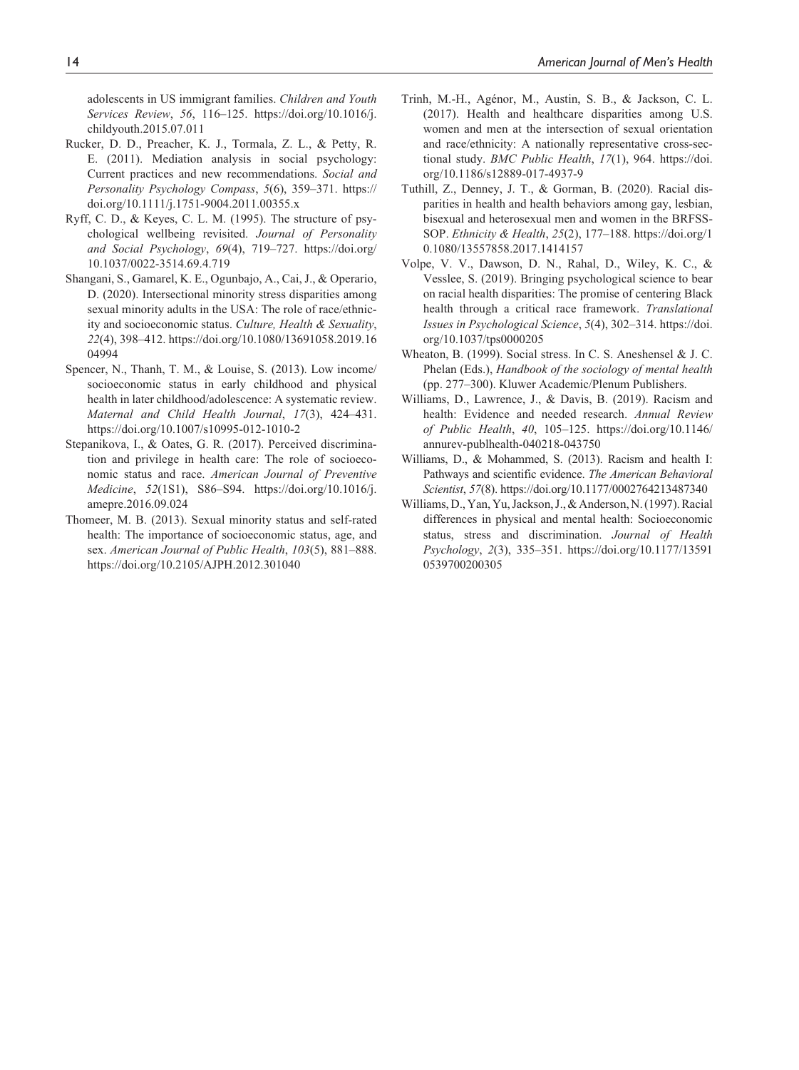adolescents in US immigrant families. *Children and Youth Services Review*, *56*, 116–125. https://doi.org/10.1016/j.childyouth.2015.07.011

Rucker, D. D., Preacher, K. J., Tormala, Z. L., & Petty, R. E. (2011). Mediation analysis in social psychology: Current practices and new recommendations. *Social and Personality Psychology Compass*, *5*(6), 359–371. https://doi.org/10.1111/j.1751-9004.2011.00355.x

Ryff, C. D., & Keyes, C. L. M. (1995). The structure of psychological wellbeing revisited. *Journal of Personality and Social Psychology*, *69*(4), 719–727. https://doi.org/10.1037/0022-3514.69.4.719

Shangani, S., Gamarel, K. E., Ogunbajo, A., Cai, J., & Operario, D. (2020). Intersectional minority stress disparities among sexual minority adults in the USA: The role of race/ethnicity and socioeconomic status. *Culture, Health & Sexuality*, *22*(4), 398–412. https://doi.org/10.1080/13691058.2019.1604994

Spencer, N., Thanh, T. M., & Louise, S. (2013). Low income/socioeconomic status in early childhood and physical health in later childhood/adolescence: A systematic review. *Maternal and Child Health Journal*, *17*(3), 424–431. https://doi.org/10.1007/s10995-012-1010-2

Stepanikova, I., & Oates, G. R. (2017). Perceived discrimination and privilege in health care: The role of socioeconomic status and race. *American Journal of Preventive Medicine*, *52*(1S1), S86–S94. https://doi.org/10.1016/j.amepre.2016.09.024

Thomeer, M. B. (2013). Sexual minority status and self-rated health: The importance of socioeconomic status, age, and sex. *American Journal of Public Health*, *103*(5), 881–888. https://doi.org/10.2105/AJPH.2012.301040

Trinh, M.-H., Agénor, M., Austin, S. B., & Jackson, C. L. (2017). Health and healthcare disparities among U.S. women and men at the intersection of sexual orientation and race/ethnicity: A nationally representative cross-sectional study. *BMC Public Health*, *17*(1), 964. https://doi.org/10.1186/s12889-017-4937-9

Tuthill, Z., Denney, J. T., & Gorman, B. (2020). Racial disparities in health and health behaviors among gay, lesbian, bisexual and heterosexual men and women in the BRFSS-SOP. *Ethnicity & Health*, *25*(2), 177–188. https://doi.org/10.1080/13557858.2017.1414157

Volpe, V. V., Dawson, D. N., Rahal, D., Wiley, K. C., & Vesslee, S. (2019). Bringing psychological science to bear on racial health disparities: The promise of centering Black health through a critical race framework. *Translational Issues in Psychological Science*, *5*(4), 302–314. https://doi.org/10.1037/tps0000205

Wheaton, B. (1999). Social stress. In C. S. Aneshensel & J. C. Phelan (Eds.), *Handbook of the sociology of mental health* (pp. 277–300). Kluwer Academic/Plenum Publishers.

Williams, D., Lawrence, J., & Davis, B. (2019). Racism and health: Evidence and needed research. *Annual Review of Public Health*, *40*, 105–125. https://doi.org/10.1146/annurev-publhealth-040218-043750

Williams, D., & Mohammed, S. (2013). Racism and health I: Pathways and scientific evidence. *The American Behavioral Scientist*, *57*(8). https://doi.org/10.1177/0002764213487340

Williams, D., Yan, Yu, Jackson, J., & Anderson, N. (1997). Racial differences in physical and mental health: Socioeconomic status, stress and discrimination. *Journal of Health Psychology*, *2*(3), 335–351. https://doi.org/10.1177/135910539700200305